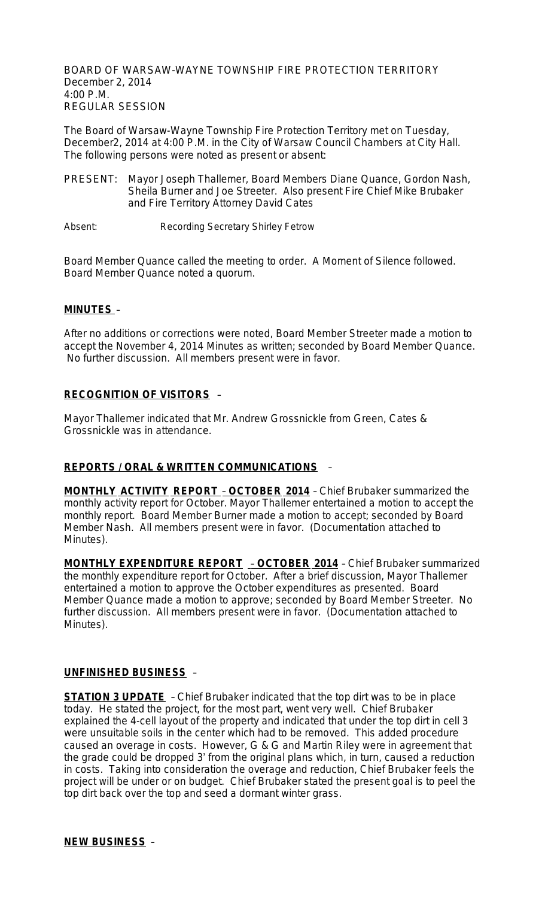BOARD OF WARSAW-WAYNE TOWNSHIP FIRE PROTECTION TERRITORY
December 2, 2014
4:00 P.M.
REGULAR SESSION

The Board of Warsaw-Wayne Township Fire Protection Territory met on Tuesday, December2, 2014 at 4:00 P.M. in the City of Warsaw Council Chambers at City Hall. The following persons were noted as present or absent:

PRESENT: Mayor Joseph Thallemer, Board Members Diane Quance, Gordon Nash, Sheila Burner and Joe Streeter. Also present Fire Chief Mike Brubaker and Fire Territory Attorney David Cates

Absent: Recording Secretary Shirley Fetrow

Board Member Quance called the meeting to order. A Moment of Silence followed. Board Member Quance noted a quorum.

**MINUTES** –

After no additions or corrections were noted, Board Member Streeter made a motion to accept the November 4, 2014 Minutes as written; seconded by Board Member Quance. No further discussion. All members present were in favor.

**RECOGNITION OF VISITORS** –

Mayor Thallemer indicated that Mr. Andrew Grossnickle from Green, Cates & Grossnickle was in attendance.

**REPORTS / ORAL & WRITTEN COMMUNICATIONS** –

**MONTHLY ACTIVITY REPORT – OCTOBER 2014** – Chief Brubaker summarized the monthly activity report for October. Mayor Thallemer entertained a motion to accept the monthly report. Board Member Burner made a motion to accept; seconded by Board Member Nash. All members present were in favor. (Documentation attached to Minutes).

**MONTHLY EXPENDITURE REPORT – OCTOBER 2014** – Chief Brubaker summarized the monthly expenditure report for October. After a brief discussion, Mayor Thallemer entertained a motion to approve the October expenditures as presented. Board Member Quance made a motion to approve; seconded by Board Member Streeter. No further discussion. All members present were in favor. (Documentation attached to Minutes).

**UNFINISHED BUSINESS** –

**STATION 3 UPDATE** – Chief Brubaker indicated that the top dirt was to be in place today. He stated the project, for the most part, went very well. Chief Brubaker explained the 4-cell layout of the property and indicated that under the top dirt in cell 3 were unsuitable soils in the center which had to be removed. This added procedure caused an overage in costs. However, G & G and Martin Riley were in agreement that the grade could be dropped 3' from the original plans which, in turn, caused a reduction in costs. Taking into consideration the overage and reduction, Chief Brubaker feels the project will be under or on budget. Chief Brubaker stated the present goal is to peel the top dirt back over the top and seed a dormant winter grass.

**NEW BUSINESS** –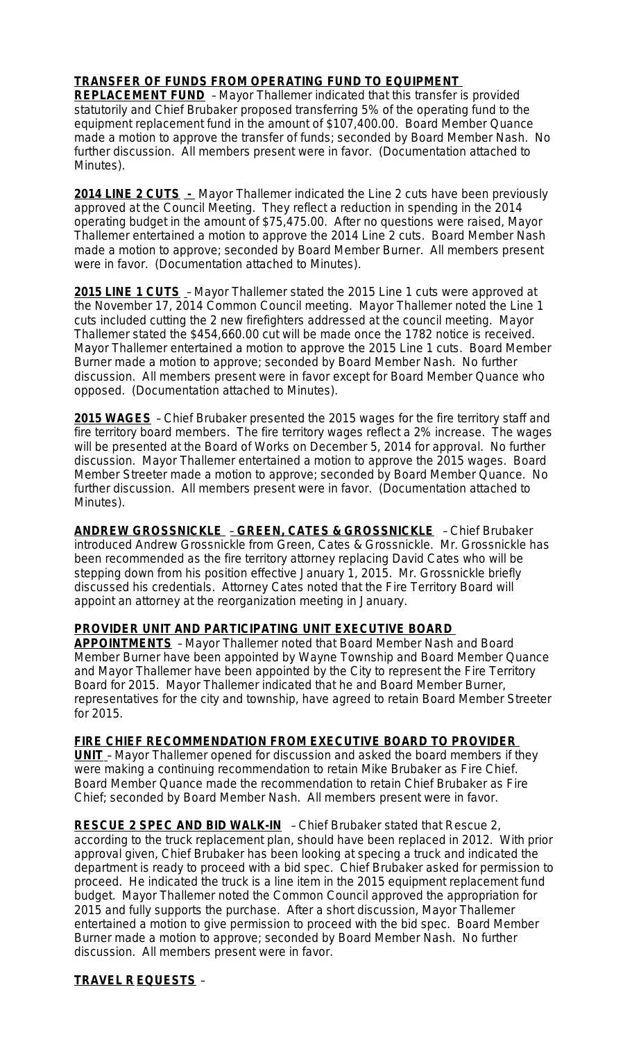**TRANSFER OF FUNDS FROM OPERATING FUND TO EQUIPMENT REPLACEMENT FUND** – Mayor Thallemer indicated that this transfer is provided statutorily and Chief Brubaker proposed transferring 5% of the operating fund to the equipment replacement fund in the amount of $107,400.00. Board Member Quance made a motion to approve the transfer of funds; seconded by Board Member Nash. No further discussion. All members present were in favor. (Documentation attached to Minutes).

**2014 LINE 2 CUTS** - Mayor Thallemer indicated the Line 2 cuts have been previously approved at the Council Meeting. They reflect a reduction in spending in the 2014 operating budget in the amount of $75,475.00. After no questions were raised, Mayor Thallemer entertained a motion to approve the 2014 Line 2 cuts. Board Member Nash made a motion to approve; seconded by Board Member Burner. All members present were in favor. (Documentation attached to Minutes).

**2015 LINE 1 CUTS** – Mayor Thallemer stated the 2015 Line 1 cuts were approved at the November 17, 2014 Common Council meeting. Mayor Thallemer noted the Line 1 cuts included cutting the 2 new firefighters addressed at the council meeting. Mayor Thallemer stated the $454,660.00 cut will be made once the 1782 notice is received. Mayor Thallemer entertained a motion to approve the 2015 Line 1 cuts. Board Member Burner made a motion to approve; seconded by Board Member Nash. No further discussion. All members present were in favor except for Board Member Quance who opposed. (Documentation attached to Minutes).

**2015 WAGES** – Chief Brubaker presented the 2015 wages for the fire territory staff and fire territory board members. The fire territory wages reflect a 2% increase. The wages will be presented at the Board of Works on December 5, 2014 for approval. No further discussion. Mayor Thallemer entertained a motion to approve the 2015 wages. Board Member Streeter made a motion to approve; seconded by Board Member Quance. No further discussion. All members present were in favor. (Documentation attached to Minutes).

**ANDREW GROSSNICKLE – GREEN, CATES & GROSSNICKLE** – Chief Brubaker introduced Andrew Grossnickle from Green, Cates & Grossnickle. Mr. Grossnickle has been recommended as the fire territory attorney replacing David Cates who will be stepping down from his position effective January 1, 2015. Mr. Grossnickle briefly discussed his credentials. Attorney Cates noted that the Fire Territory Board will appoint an attorney at the reorganization meeting in January.

**PROVIDER UNIT AND PARTICIPATING UNIT EXECUTIVE BOARD APPOINTMENTS** – Mayor Thallemer noted that Board Member Nash and Board Member Burner have been appointed by Wayne Township and Board Member Quance and Mayor Thallemer have been appointed by the City to represent the Fire Territory Board for 2015. Mayor Thallemer indicated that he and Board Member Burner, representatives for the city and township, have agreed to retain Board Member Streeter for 2015.

**FIRE CHIEF RECOMMENDATION FROM EXECUTIVE BOARD TO PROVIDER UNIT** – Mayor Thallemer opened for discussion and asked the board members if they were making a continuing recommendation to retain Mike Brubaker as Fire Chief. Board Member Quance made the recommendation to retain Chief Brubaker as Fire Chief; seconded by Board Member Nash. All members present were in favor.

**RESCUE 2 SPEC AND BID WALK-IN** – Chief Brubaker stated that Rescue 2, according to the truck replacement plan, should have been replaced in 2012. With prior approval given, Chief Brubaker has been looking at specing a truck and indicated the department is ready to proceed with a bid spec. Chief Brubaker asked for permission to proceed. He indicated the truck is a line item in the 2015 equipment replacement fund budget. Mayor Thallemer noted the Common Council approved the appropriation for 2015 and fully supports the purchase. After a short discussion, Mayor Thallemer entertained a motion to give permission to proceed with the bid spec. Board Member Burner made a motion to approve; seconded by Board Member Nash. No further discussion. All members present were in favor.

**TRAVEL REQUESTS** –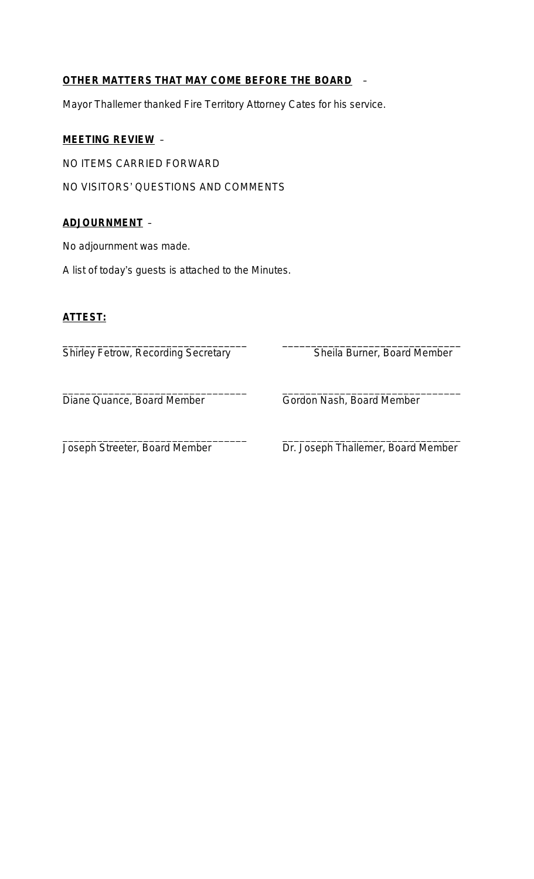**OTHER MATTERS THAT MAY COME BEFORE THE BOARD** –

Mayor Thallemer thanked Fire Territory Attorney Cates for his service.

**MEETING REVIEW** –

NO ITEMS CARRIED FORWARD

NO VISITORS' QUESTIONS AND COMMENTS

**ADJOURNMENT** –

No adjournment was made.

A list of today's guests is attached to the Minutes.

**ATTEST:**

| | |
|---|---|
| _______________________________<br>Shirley Fetrow, Recording Secretary | _______________________________<br>Sheila Burner, Board Member |
| _______________________________<br>Diane Quance, Board Member | _______________________________<br>Gordon Nash, Board Member |
| _______________________________<br>Joseph Streeter, Board Member | _______________________________<br>Dr. Joseph Thallemer, Board Member |